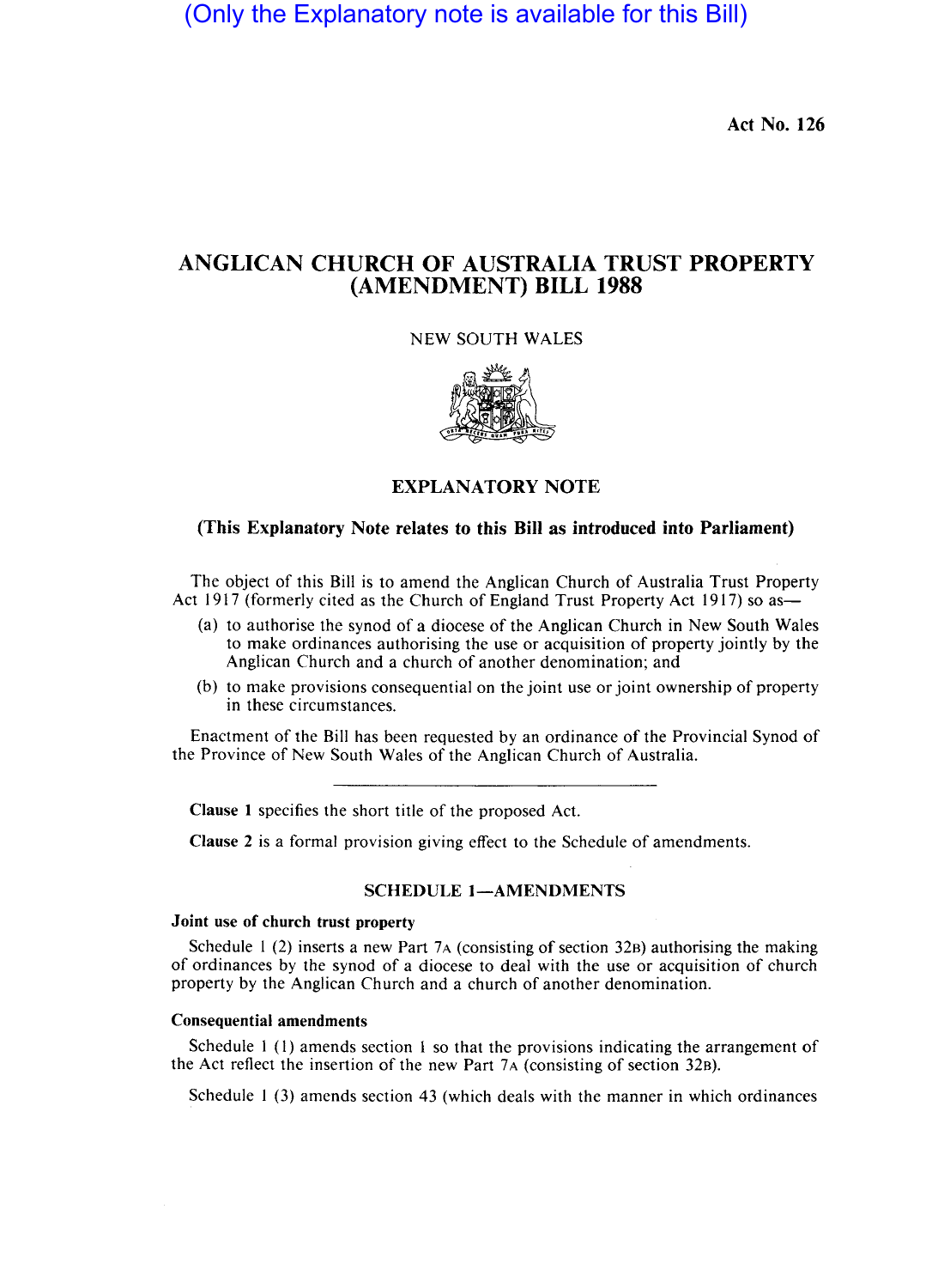(Only the Explanatory note is available for this Bill)

Act No. 126

# ANGLICAN CHURCH OF AUSTRALIA TRUST PROPERTY (AMENDMENT) BILL 1988

NEW SOUTH WALES

## EXPLANATORY NOTE

**(This Explanatory Note relates to this Bill as introduced into Parliament)**

The object of this Bill is to amend the Anglican Church of Australia Trust Property Act 1917 (formerly cited as the Church of England Trust Property Act 1917) so as—

(a) to authorise the synod of a diocese of the Anglican Church in New South Wales to make ordinances authorising the use or acquisition of property jointly by the Anglican Church and a church of another denomination; and

(b) to make provisions consequential on the joint use or joint ownership of property in these circumstances.

Enactment of the Bill has been requested by an ordinance of the Provincial Synod of the Province of New South Wales of the Anglican Church of Australia.

---

**Clause 1** specifies the short title of the proposed Act.

**Clause 2** is a formal provision giving effect to the Schedule of amendments.

### SCHEDULE 1—AMENDMENTS

**Joint use of church trust property**

Schedule 1 (2) inserts a new Part 7A (consisting of section 32B) authorising the making of ordinances by the synod of a diocese to deal with the use or acquisition of church property by the Anglican Church and a church of another denomination.

**Consequential amendments**

Schedule 1 (1) amends section 1 so that the provisions indicating the arrangement of the Act reflect the insertion of the new Part 7A (consisting of section 32B).

Schedule 1 (3) amends section 43 (which deals with the manner in which ordinances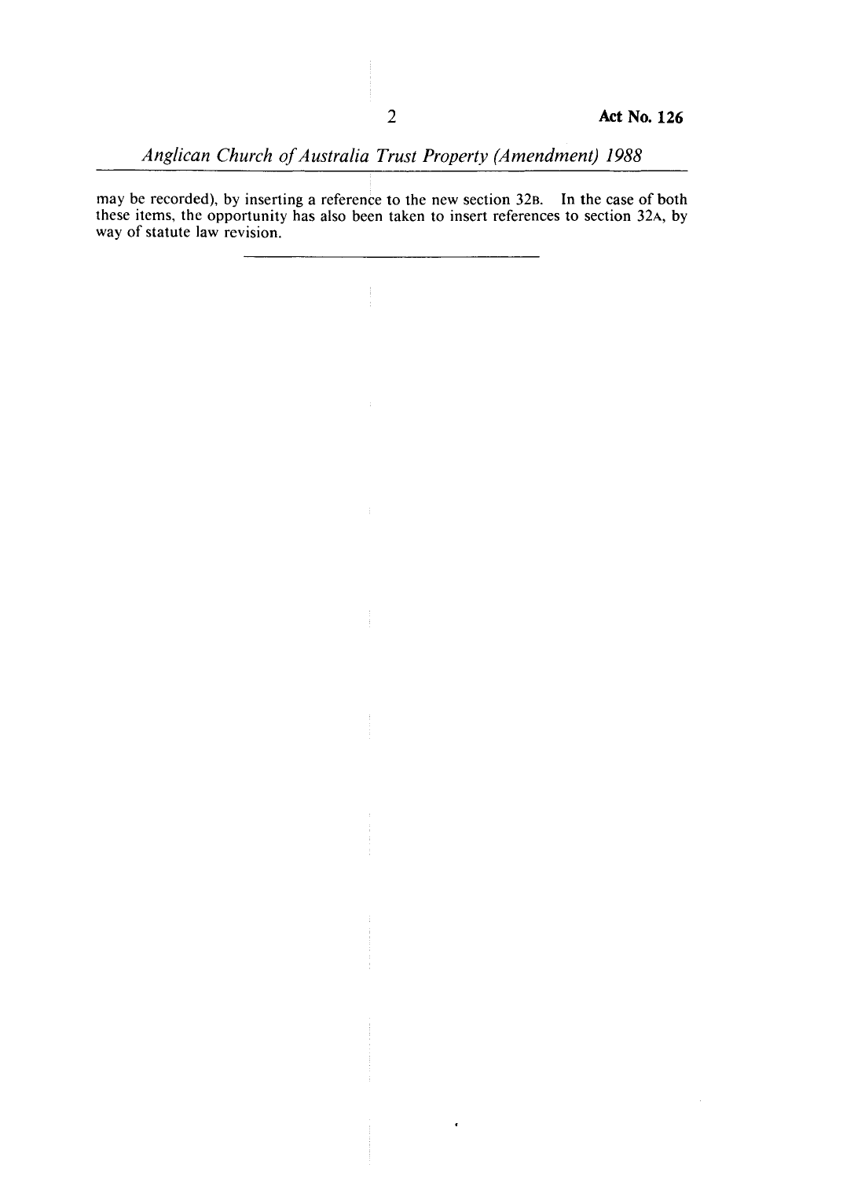may be recorded), by inserting a reference to the new section 32B. In the case of both these items, the opportunity has also been taken to insert references to section 32A, by way of statute law revision.

---